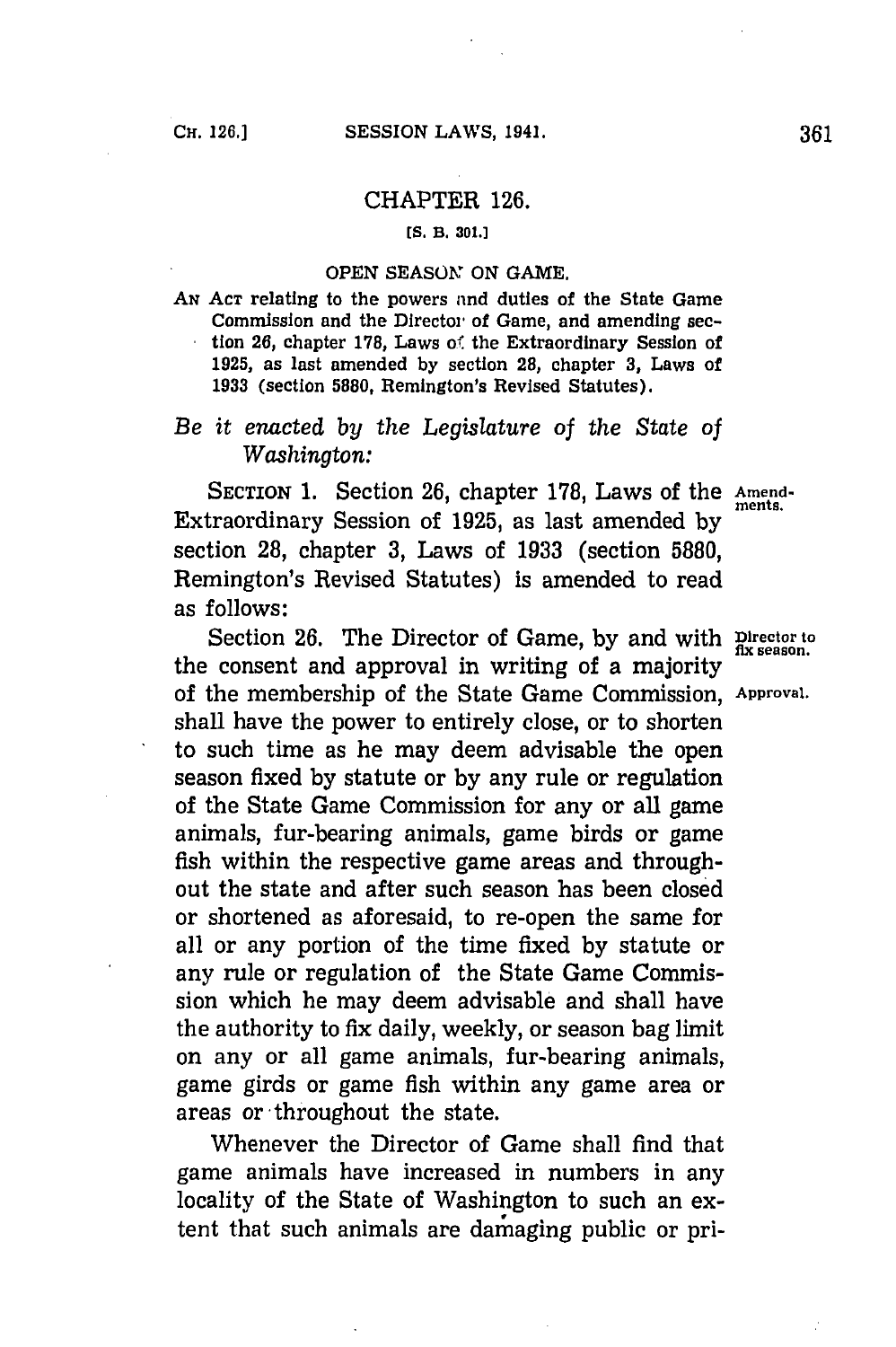## CHAPTER 126.

[S. B. 301.]

### OPEN SEASON ON GAME.

AN ACT relating to the powers and duties of the State Game Commission and the Director of Game, and amending section 26, chapter 178, Laws of the Extraordinary Session of 1925, as last amended by section 28, chapter 3, Laws of 1933 (section 5880, Remington's Revised Statutes).

*Be it enacted by the Legislature of the State of Washington:*

SECTION 1. Section 26, chapter 178, Laws of the Extraordinary Session of 1925, as last amended by section 28, chapter 3, Laws of 1933 (section 5880, Remington's Revised Statutes) is amended to read as follows: Amendments.

Section 26. The Director of Game, by and with the consent and approval in writing of a majority of the membership of the State Game Commission, shall have the power to entirely close, or to shorten to such time as he may deem advisable the open season fixed by statute or by any rule or regulation of the State Game Commission for any or all game animals, fur-bearing animals, game birds or game fish within the respective game areas and throughout the state and after such season has been closed or shortened as aforesaid, to re-open the same for all or any portion of the time fixed by statute or any rule or regulation of the State Game Commission which he may deem advisable and shall have the authority to fix daily, weekly, or season bag limit on any or all game animals, fur-bearing animals, game girds or game fish within any game area or areas or throughout the state. Director to fix season. Approval.

Whenever the Director of Game shall find that game animals have increased in numbers in any locality of the State of Washington to such an extent that such animals are damaging public or pri-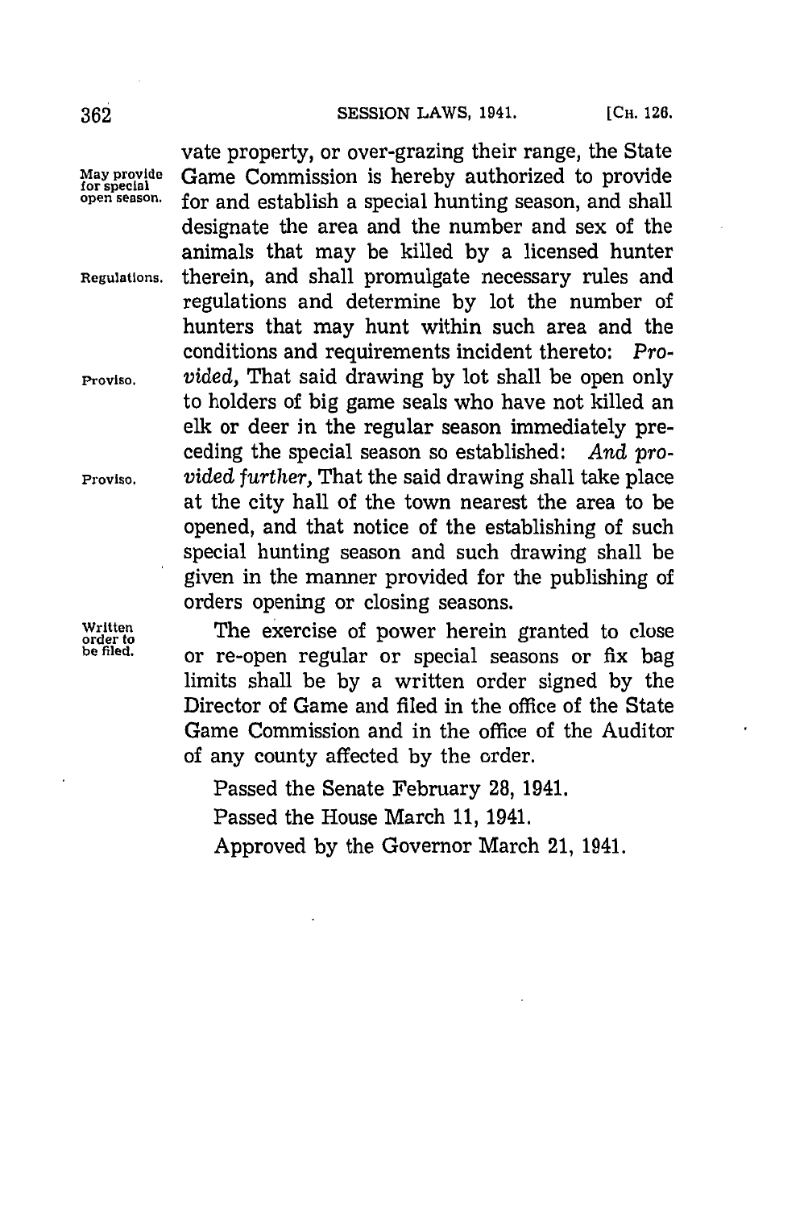vate property, or over-grazing their range, the State Game Commission is hereby authorized to provide for and establish a special hunting season, and shall designate the area and the number and sex of the animals that may be killed by a licensed hunter therein, and shall promulgate necessary rules and regulations and determine by lot the number of hunters that may hunt within such area and the conditions and requirements incident thereto: *Provided*, That said drawing by lot shall be open only to holders of big game seals who have not killed an elk or deer in the regular season immediately preceding the special season so established: *And provided further*, That the said drawing shall take place at the city hall of the town nearest the area to be opened, and that notice of the establishing of such special hunting season and such drawing shall be given in the manner provided for the publishing of orders opening or closing seasons.

May provide for special open season.

Regulations.

Proviso.

Proviso.

Written order to be filed.

The exercise of power herein granted to close or re-open regular or special seasons or fix bag limits shall be by a written order signed by the Director of Game and filed in the office of the State Game Commission and in the office of the Auditor of any county affected by the order.

Passed the Senate February 28, 1941.

Passed the House March 11, 1941.

Approved by the Governor March 21, 1941.